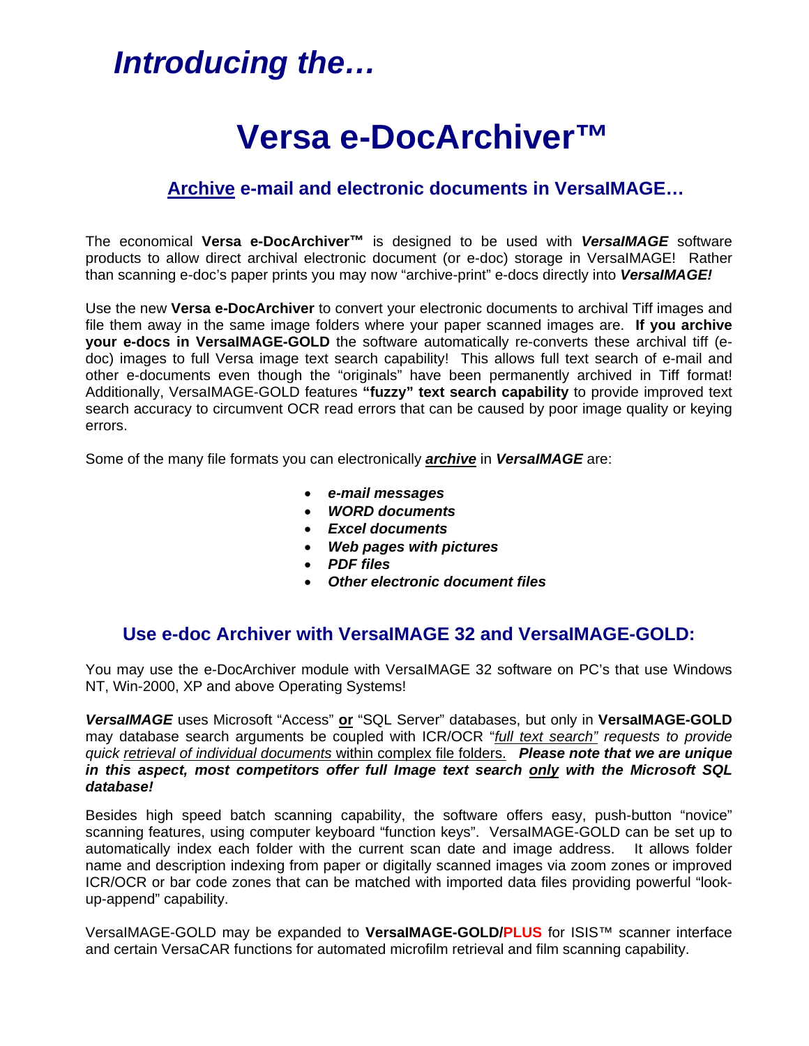# *Introducing the…*

# Versa e-DocArchiver™

### <u>Archive</u> e-mail and electronic documents in VersaIMAGE…

The economical **Versa e-DocArchiver™** is designed to be used with ***VersaIMAGE*** software products to allow direct archival electronic document (or e-doc) storage in VersaIMAGE! Rather than scanning e-doc's paper prints you may now "archive-print" e-docs directly into ***VersaIMAGE!***

Use the new **Versa e-DocArchiver** to convert your electronic documents to archival Tiff images and file them away in the same image folders where your paper scanned images are. **If you archive your e-docs in VersaIMAGE-GOLD** the software automatically re-converts these archival tiff (e-doc) images to full Versa image text search capability! This allows full text search of e-mail and other e-documents even though the "originals" have been permanently archived in Tiff format! Additionally, VersaIMAGE-GOLD features **"fuzzy" text search capability** to provide improved text search accuracy to circumvent OCR read errors that can be caused by poor image quality or keying errors.

Some of the many file formats you can electronically ***<u>archive</u>*** in ***VersaIMAGE*** are:

- ***e-mail messages***
- ***WORD documents***
- ***Excel documents***
- ***Web pages with pictures***
- ***PDF files***
- ***Other electronic document files***

## Use e-doc Archiver with VersaIMAGE 32 and VersaIMAGE-GOLD:

You may use the e-DocArchiver module with VersaIMAGE 32 software on PC's that use Windows NT, Win-2000, XP and above Operating Systems!

***VersaIMAGE*** uses Microsoft "Access" **<u>or</u>** "SQL Server" databases, but only in **VersaIMAGE-GOLD** may database search arguments be coupled with ICR/OCR "*<u>full text search"</u> requests to provide quick <u>retrieval of individual documents</u>* <u>within complex file folders.</u> ***Please note that we are unique in this aspect, most competitors offer full Image text search <u>only</u> with the Microsoft SQL database!***

Besides high speed batch scanning capability, the software offers easy, push-button "novice" scanning features, using computer keyboard "function keys". VersaIMAGE-GOLD can be set up to automatically index each folder with the current scan date and image address. It allows folder name and description indexing from paper or digitally scanned images via zoom zones or improved ICR/OCR or bar code zones that can be matched with imported data files providing powerful "look-up-append" capability.

VersaIMAGE-GOLD may be expanded to **VersaIMAGE-GOLD/PLUS** for ISIS™ scanner interface and certain VersaCAR functions for automated microfilm retrieval and film scanning capability.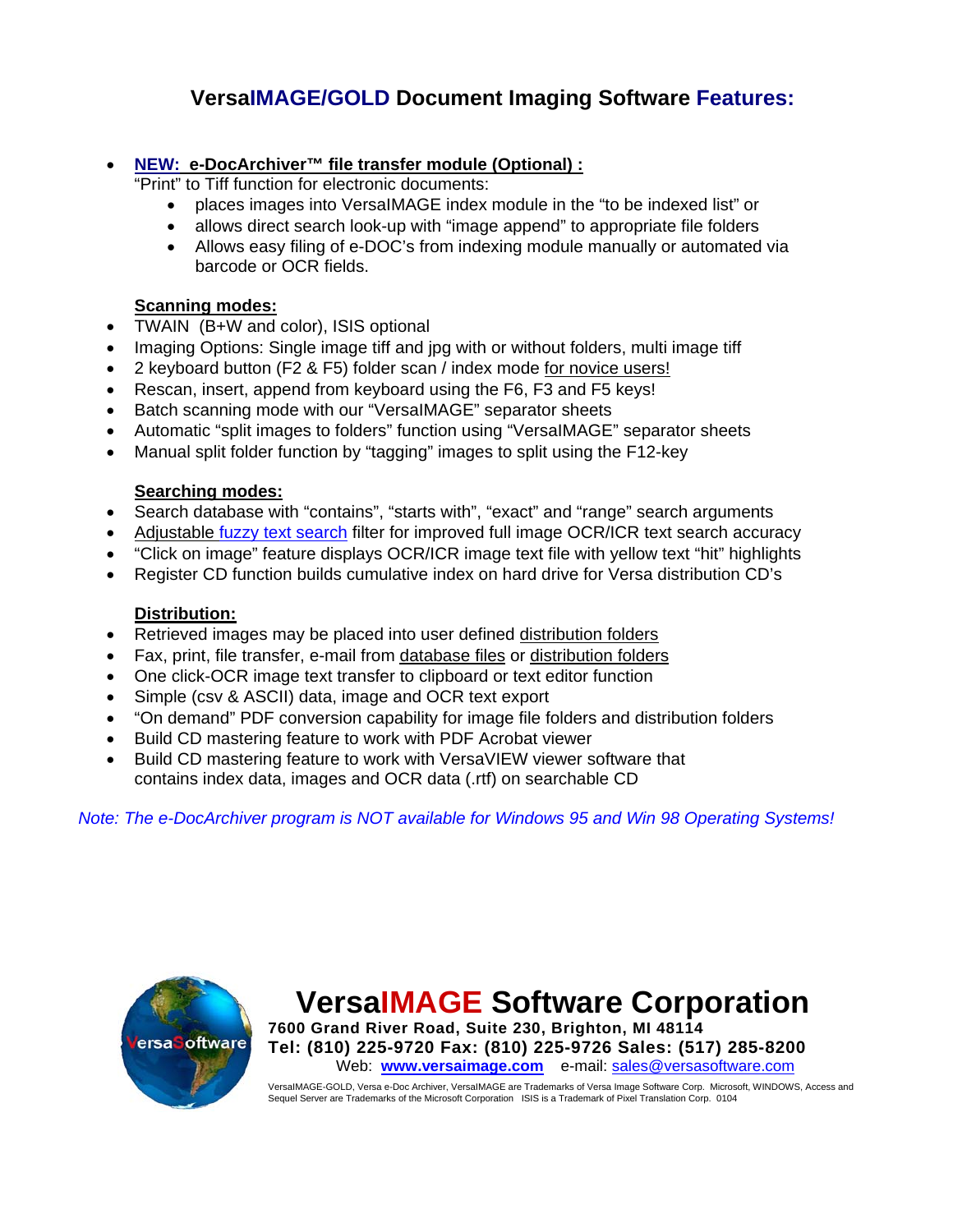# VersaIMAGE/GOLD Document Imaging Software Features:

- **NEW: e-DocArchiver™ file transfer module (Optional) :**
  "Print" to Tiff function for electronic documents:
  - places images into VersaIMAGE index module in the "to be indexed list" or
  - allows direct search look-up with "image append" to appropriate file folders
  - Allows easy filing of e-DOC's from indexing module manually or automated via barcode or OCR fields.

**Scanning modes:**

- TWAIN (B+W and color), ISIS optional
- Imaging Options: Single image tiff and jpg with or without folders, multi image tiff
- 2 keyboard button (F2 & F5) folder scan / index mode for novice users!
- Rescan, insert, append from keyboard using the F6, F3 and F5 keys!
- Batch scanning mode with our "VersaIMAGE" separator sheets
- Automatic "split images to folders" function using "VersaIMAGE" separator sheets
- Manual split folder function by "tagging" images to split using the F12-key

**Searching modes:**

- Search database with "contains", "starts with", "exact" and "range" search arguments
- Adjustable fuzzy text search filter for improved full image OCR/ICR text search accuracy
- "Click on image" feature displays OCR/ICR image text file with yellow text "hit" highlights
- Register CD function builds cumulative index on hard drive for Versa distribution CD's

**Distribution:**

- Retrieved images may be placed into user defined distribution folders
- Fax, print, file transfer, e-mail from database files or distribution folders
- One click-OCR image text transfer to clipboard or text editor function
- Simple (csv & ASCII) data, image and OCR text export
- "On demand" PDF conversion capability for image file folders and distribution folders
- Build CD mastering feature to work with PDF Acrobat viewer
- Build CD mastering feature to work with VersaVIEW viewer software that contains index data, images and OCR data (.rtf) on searchable CD

*Note: The e-DocArchiver program is NOT available for Windows 95 and Win 98 Operating Systems!*

## VersaIMAGE Software Corporation

**7600 Grand River Road, Suite 230, Brighton, MI 48114**
**Tel: (810) 225-9720 Fax: (810) 225-9726 Sales: (517) 285-8200**
Web: **www.versaimage.com** e-mail: sales@versasoftware.com

VersaIMAGE-GOLD, Versa e-Doc Archiver, VersaIMAGE are Trademarks of Versa Image Software Corp. Microsoft, WINDOWS, Access and Sequel Server are Trademarks of the Microsoft Corporation ISIS is a Trademark of Pixel Translation Corp. 0104